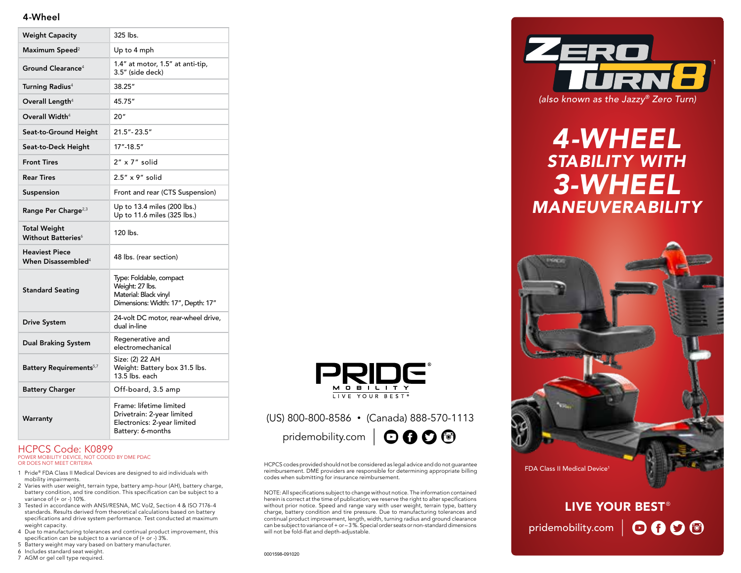## 4-Wheel

| Specification | Value |
|---|---|
| Weight Capacity | 325 lbs. |
| Maximum Speed[2] | Up to 4 mph |
| Ground Clearance[4] | 1.4" at motor, 1.5" at anti-tip, 3.5" (side deck) |
| Turning Radius[4] | 38.25" |
| Overall Length[4] | 45.75" |
| Overall Width[4] | 20" |
| Seat-to-Ground Height | 21.5"- 23.5" |
| Seat-to-Deck Height | 17"-18.5" |
| Front Tires | 2" x 7" solid |
| Rear Tires | 2.5" x 9" solid |
| Suspension | Front and rear (CTS Suspension) |
| Range Per Charge[2,3] | Up to 13.4 miles (200 lbs.)<br>Up to 11.6 miles (325 lbs.) |
| Total Weight Without Batteries[6] | 120 lbs. |
| Heaviest Piece When Disassembled[4] | 48 lbs. (rear section) |
| Standard Seating | Type: Foldable, compact<br>Weight: 27 lbs.<br>Material: Black vinyl<br>Dimensions: Width: 17", Depth: 17" |
| Drive System | 24-volt DC motor, rear-wheel drive, dual in-line |
| Dual Braking System | Regenerative and electromechanical |
| Battery Requirements[5,7] | Size: (2) 22 AH<br>Weight: Battery box 31.5 lbs. 13.5 lbs. each |
| Battery Charger | Off-board, 3.5 amp |
| Warranty | Frame: lifetime limited<br>Drivetrain: 2-year limited<br>Electronics: 2-year limited<br>Battery: 6-months |

**HCPCS Code: K0899**

POWER MOBILITY DEVICE, NOT CODED BY DME PDAC OR DOES NOT MEET CRITERIA

1. Pride® FDA Class II Medical Devices are designed to aid individuals with mobility impairments.
2. Varies with user weight, terrain type, battery amp-hour (AH), battery charge, battery condition, and tire condition. This specification can be subject to a variance of (+ or -) 10%.
3. Tested in accordance with ANSI/RESNA, MC Vol2, Section 4 & ISO 7176-4 standards. Results derived from theoretical calculations based on battery specifications and drive system performance. Test conducted at maximum weight capacity.
4. Due to manufacturing tolerances and continual product improvement, this specification can be subject to a variance of (+ or -) 3%.
5. Battery weight may vary based on battery manufacturer.
6. Includes standard seat weight.
7. AGM or gel cell type required.

PRIDE® MOBILITY — LIVE YOUR BEST®

(US) 800-800-8586 • (Canada) 888-570-1113

pridemobility.com

HCPCS codes provided should not be considered as legal advice and do not guarantee reimbursement. DME providers are responsible for determining appropriate billing codes when submitting for insurance reimbursement.

NOTE: All specifications subject to change without notice. The information contained herein is correct at the time of publication; we reserve the right to alter specifications without prior notice. Speed and range vary with user weight, terrain type, battery charge, battery condition and tire pressure. Due to manufacturing tolerances and continual product improvement, length, width, turning radius and ground clearance can be subject to variance of + or – 3%. Special order seats or non-standard dimensions will not be fold-flat and depth-adjustable.

0001598-091020

# ZERO TURN 8[1]

*(also known as the Jazzy® Zero Turn)*

## *4-WHEEL STABILITY WITH 3-WHEEL MANEUVERABILITY*

FDA Class II Medical Device[1]

**LIVE YOUR BEST®**

pridemobility.com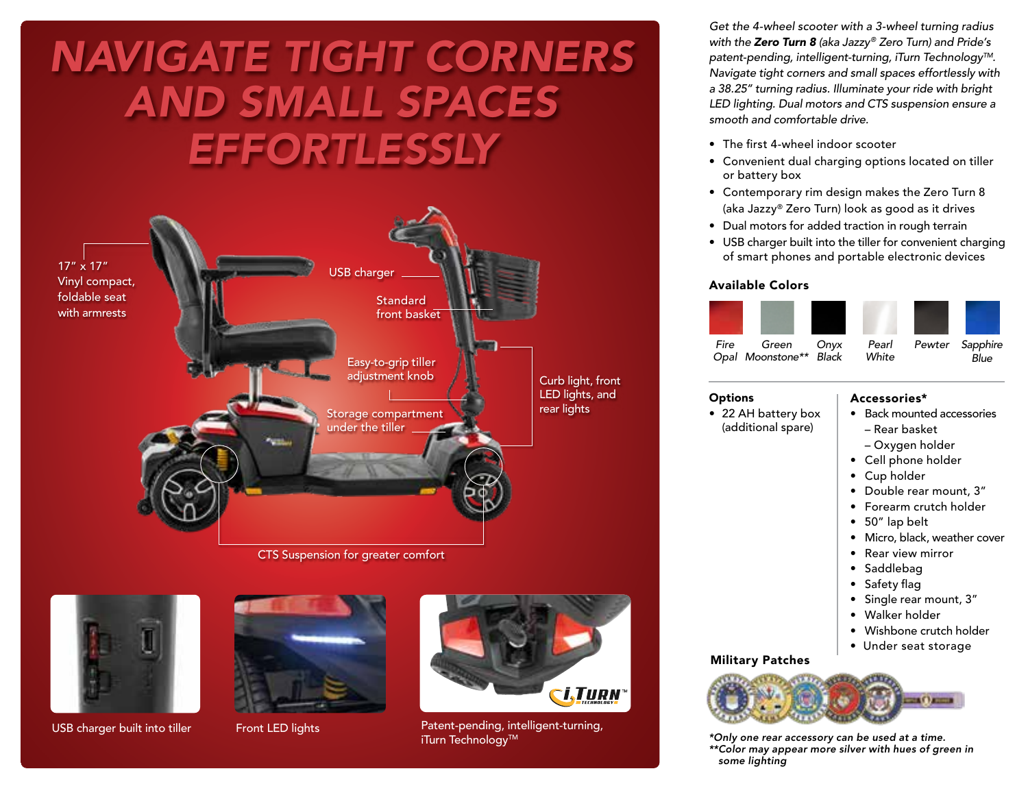# NAVIGATE TIGHT CORNERS AND SMALL SPACES EFFORTLESSLY

17″ x 17″ Vinyl compact, foldable seat with armrests

USB charger

Standard front basket

Easy-to-grip tiller adjustment knob

Storage compartment under the tiller

Curb light, front LED lights, and rear lights

CTS Suspension for greater comfort

USB charger built into tiller

Front LED lights

Patent-pending, intelligent-turning, iTurn Technology™

*Get the 4-wheel scooter with a 3-wheel turning radius with the* ***Zero Turn 8*** *(aka Jazzy® Zero Turn) and Pride's patent-pending, intelligent-turning, iTurn Technology™. Navigate tight corners and small spaces effortlessly with a 38.25″ turning radius. Illuminate your ride with bright LED lighting. Dual motors and CTS suspension ensure a smooth and comfortable drive.*

- The first 4-wheel indoor scooter
- Convenient dual charging options located on tiller or battery box
- Contemporary rim design makes the Zero Turn 8 (aka Jazzy® Zero Turn) look as good as it drives
- Dual motors for added traction in rough terrain
- USB charger built into the tiller for convenient charging of smart phones and portable electronic devices

### Available Colors

*Fire Opal* | *Green Moonstone*** | *Onyx Black* | *Pearl White* | *Pewter* | *Sapphire Blue*

### Options

- 22 AH battery box (additional spare)

### Accessories*

- Back mounted accessories
  - Rear basket
  - Oxygen holder
- Cell phone holder
- Cup holder
- Double rear mount, 3″
- Forearm crutch holder
- 50″ lap belt
- Micro, black, weather cover
- Rear view mirror
- Saddlebag
- Safety flag
- Single rear mount, 3″
- Walker holder
- Wishbone crutch holder
- Under seat storage

### Military Patches

*\*Only one rear accessory can be used at a time.*
*\*\*Color may appear more silver with hues of green in some lighting*